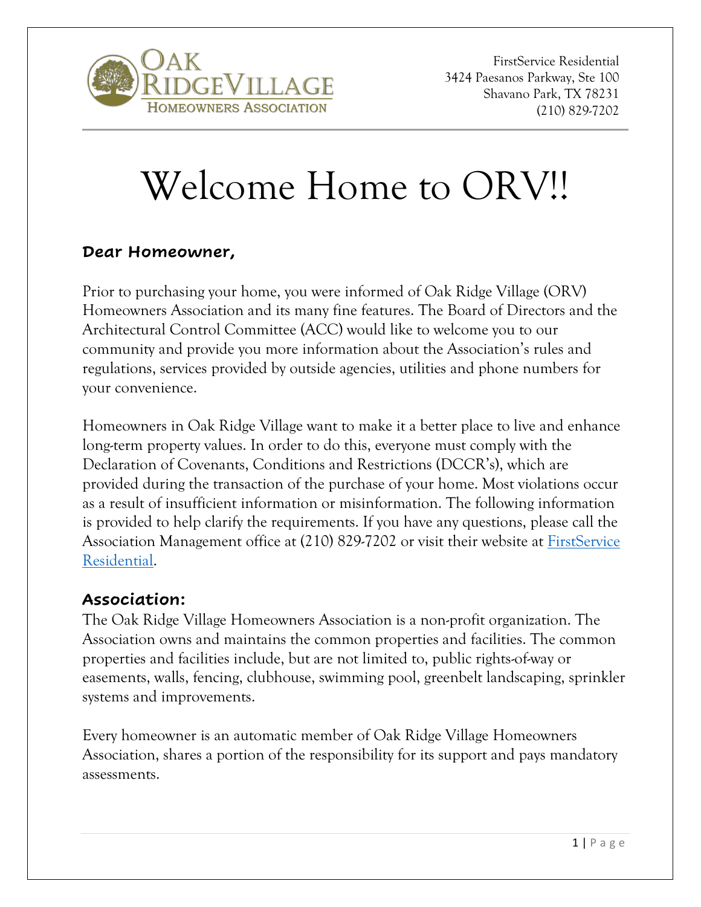FirstService Residential
3424 Paesanos Parkway, Ste 100
Shavano Park, TX 78231
(210) 829-7202

# Welcome Home to ORV!!

**Dear Homeowner,**

Prior to purchasing your home, you were informed of Oak Ridge Village (ORV) Homeowners Association and its many fine features. The Board of Directors and the Architectural Control Committee (ACC) would like to welcome you to our community and provide you more information about the Association's rules and regulations, services provided by outside agencies, utilities and phone numbers for your convenience.

Homeowners in Oak Ridge Village want to make it a better place to live and enhance long-term property values. In order to do this, everyone must comply with the Declaration of Covenants, Conditions and Restrictions (DCCR's), which are provided during the transaction of the purchase of your home. Most violations occur as a result of insufficient information or misinformation. The following information is provided to help clarify the requirements. If you have any questions, please call the Association Management office at (210) 829-7202 or visit their website at FirstService Residential.

## Association:

The Oak Ridge Village Homeowners Association is a non-profit organization. The Association owns and maintains the common properties and facilities. The common properties and facilities include, but are not limited to, public rights-of-way or easements, walls, fencing, clubhouse, swimming pool, greenbelt landscaping, sprinkler systems and improvements.

Every homeowner is an automatic member of Oak Ridge Village Homeowners Association, shares a portion of the responsibility for its support and pays mandatory assessments.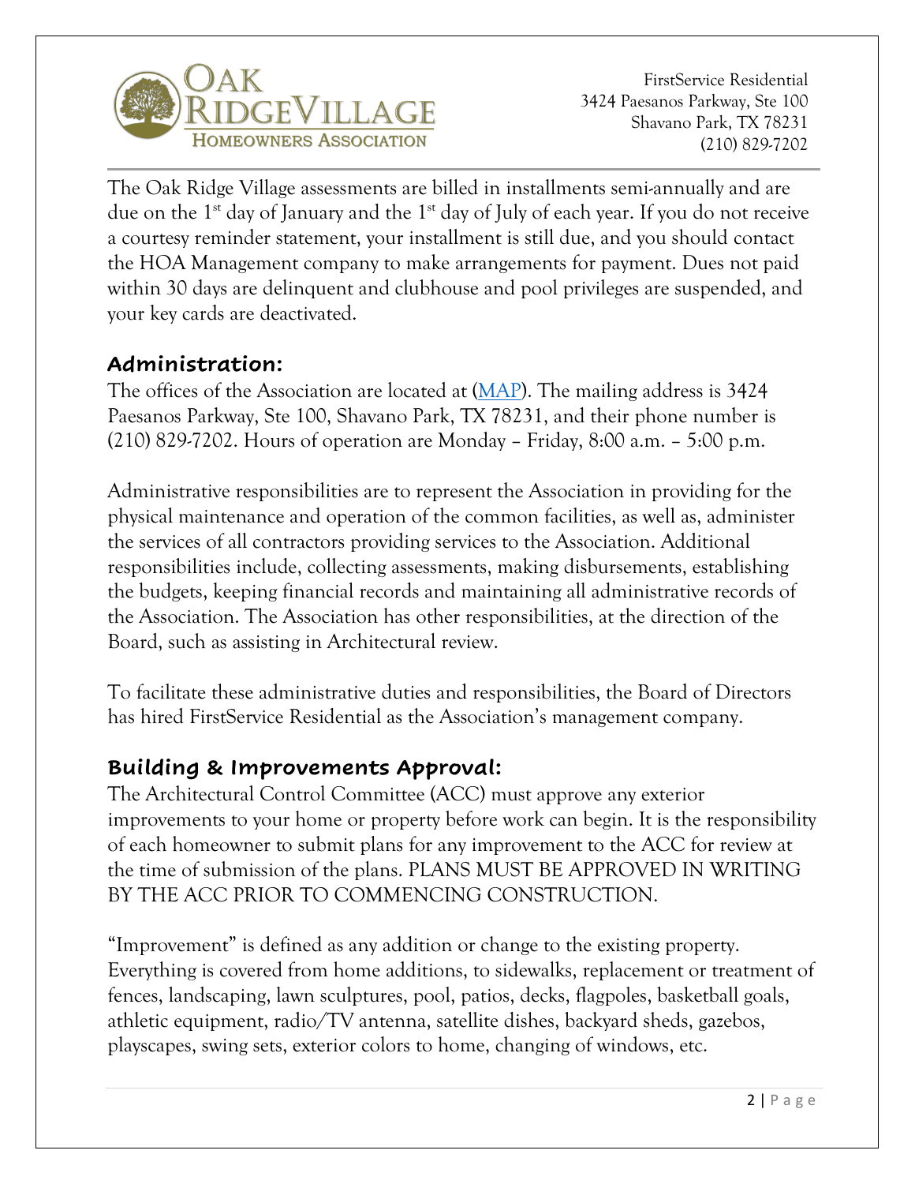The Oak Ridge Village assessments are billed in installments semi-annually and are due on the 1st day of January and the 1st day of July of each year. If you do not receive a courtesy reminder statement, your installment is still due, and you should contact the HOA Management company to make arrangements for payment. Dues not paid within 30 days are delinquent and clubhouse and pool privileges are suspended, and your key cards are deactivated.

## Administration:

The offices of the Association are located at (MAP). The mailing address is 3424 Paesanos Parkway, Ste 100, Shavano Park, TX 78231, and their phone number is (210) 829-7202. Hours of operation are Monday – Friday, 8:00 a.m. – 5:00 p.m.

Administrative responsibilities are to represent the Association in providing for the physical maintenance and operation of the common facilities, as well as, administer the services of all contractors providing services to the Association. Additional responsibilities include, collecting assessments, making disbursements, establishing the budgets, keeping financial records and maintaining all administrative records of the Association. The Association has other responsibilities, at the direction of the Board, such as assisting in Architectural review.

To facilitate these administrative duties and responsibilities, the Board of Directors has hired FirstService Residential as the Association's management company.

## Building & Improvements Approval:

The Architectural Control Committee (ACC) must approve any exterior improvements to your home or property before work can begin. It is the responsibility of each homeowner to submit plans for any improvement to the ACC for review at the time of submission of the plans. PLANS MUST BE APPROVED IN WRITING BY THE ACC PRIOR TO COMMENCING CONSTRUCTION.

"Improvement" is defined as any addition or change to the existing property. Everything is covered from home additions, to sidewalks, replacement or treatment of fences, landscaping, lawn sculptures, pool, patios, decks, flagpoles, basketball goals, athletic equipment, radio/TV antenna, satellite dishes, backyard sheds, gazebos, playscapes, swing sets, exterior colors to home, changing of windows, etc.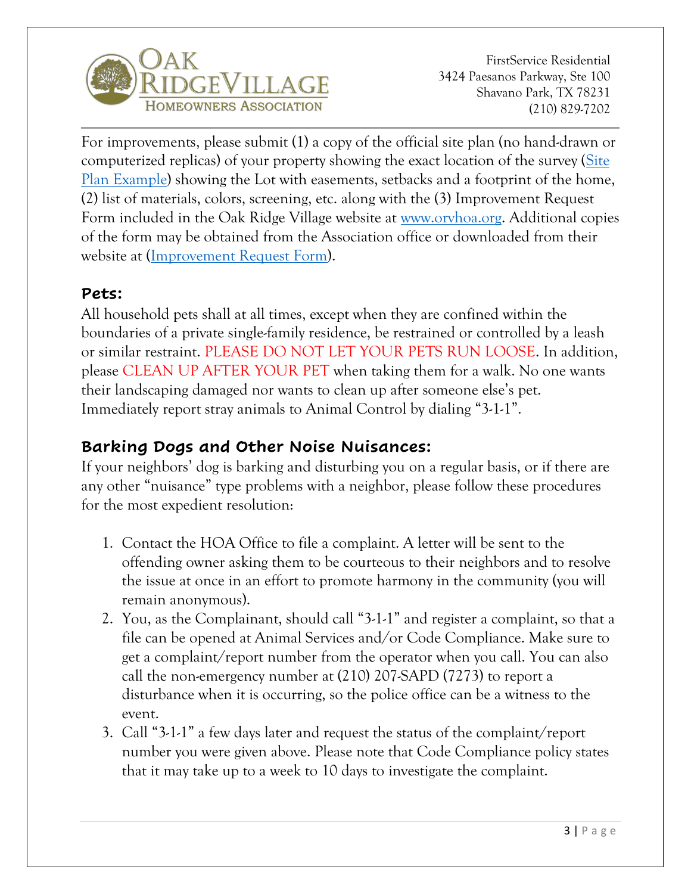For improvements, please submit (1) a copy of the official site plan (no hand-drawn or computerized replicas) of your property showing the exact location of the survey (Site Plan Example) showing the Lot with easements, setbacks and a footprint of the home, (2) list of materials, colors, screening, etc. along with the (3) Improvement Request Form included in the Oak Ridge Village website at www.orvhoa.org. Additional copies of the form may be obtained from the Association office or downloaded from their website at (Improvement Request Form).

## Pets:

All household pets shall at all times, except when they are confined within the boundaries of a private single-family residence, be restrained or controlled by a leash or similar restraint. PLEASE DO NOT LET YOUR PETS RUN LOOSE. In addition, please CLEAN UP AFTER YOUR PET when taking them for a walk. No one wants their landscaping damaged nor wants to clean up after someone else's pet. Immediately report stray animals to Animal Control by dialing "3-1-1".

## Barking Dogs and Other Noise Nuisances:

If your neighbors' dog is barking and disturbing you on a regular basis, or if there are any other "nuisance" type problems with a neighbor, please follow these procedures for the most expedient resolution:

1. Contact the HOA Office to file a complaint. A letter will be sent to the offending owner asking them to be courteous to their neighbors and to resolve the issue at once in an effort to promote harmony in the community (you will remain anonymous).
2. You, as the Complainant, should call "3-1-1" and register a complaint, so that a file can be opened at Animal Services and/or Code Compliance. Make sure to get a complaint/report number from the operator when you call. You can also call the non-emergency number at (210) 207-SAPD (7273) to report a disturbance when it is occurring, so the police office can be a witness to the event.
3. Call "3-1-1" a few days later and request the status of the complaint/report number you were given above. Please note that Code Compliance policy states that it may take up to a week to 10 days to investigate the complaint.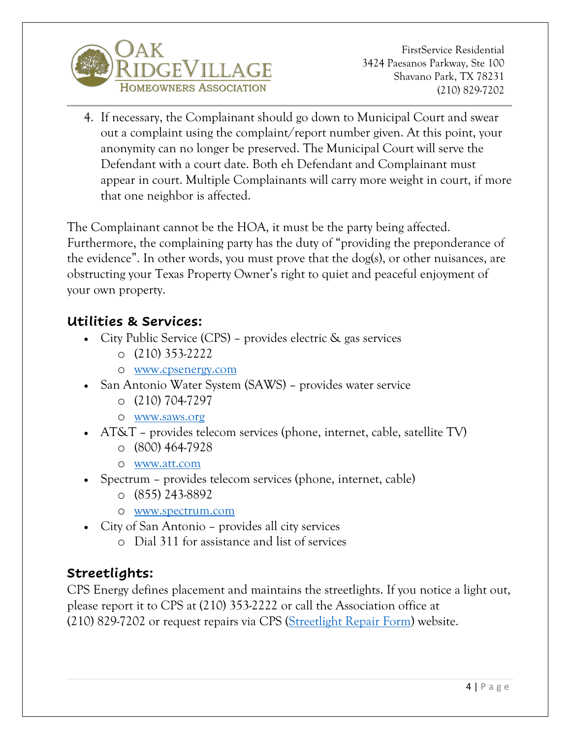4. If necessary, the Complainant should go down to Municipal Court and swear out a complaint using the complaint/report number given. At this point, your anonymity can no longer be preserved. The Municipal Court will serve the Defendant with a court date. Both eh Defendant and Complainant must appear in court. Multiple Complainants will carry more weight in court, if more that one neighbor is affected.

The Complainant cannot be the HOA, it must be the party being affected. Furthermore, the complaining party has the duty of "providing the preponderance of the evidence". In other words, you must prove that the dog(s), or other nuisances, are obstructing your Texas Property Owner's right to quiet and peaceful enjoyment of your own property.

## Utilities & Services:

- City Public Service (CPS) – provides electric & gas services
    - (210) 353-2222
    - www.cpsenergy.com
- San Antonio Water System (SAWS) – provides water service
    - (210) 704-7297
    - www.saws.org
- AT&T – provides telecom services (phone, internet, cable, satellite TV)
    - (800) 464-7928
    - www.att.com
- Spectrum – provides telecom services (phone, internet, cable)
    - (855) 243-8892
    - www.spectrum.com
- City of San Antonio – provides all city services
    - Dial 311 for assistance and list of services

## Streetlights:

CPS Energy defines placement and maintains the streetlights. If you notice a light out, please report it to CPS at (210) 353-2222 or call the Association office at (210) 829-7202 or request repairs via CPS (Streetlight Repair Form) website.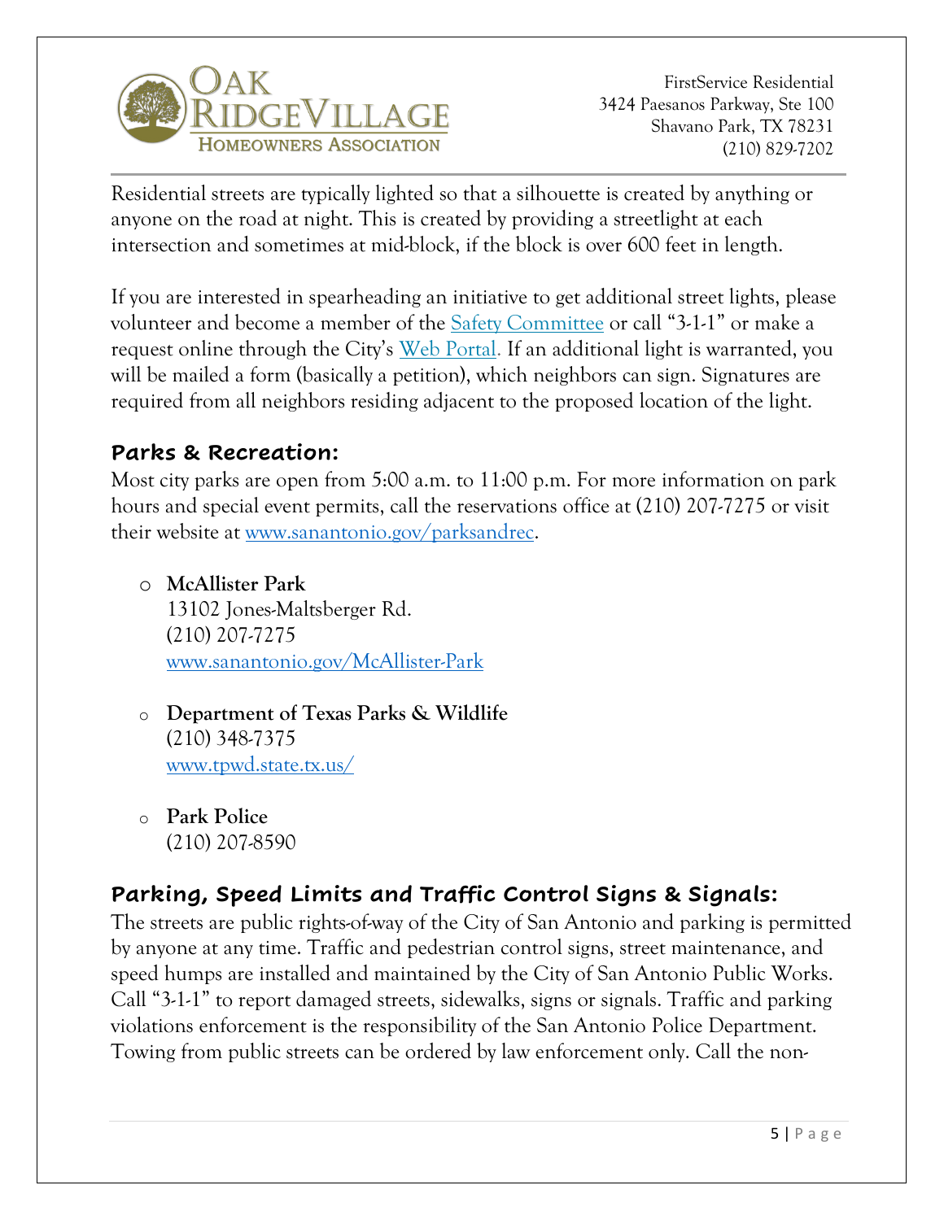Residential streets are typically lighted so that a silhouette is created by anything or anyone on the road at night. This is created by providing a streetlight at each intersection and sometimes at mid-block, if the block is over 600 feet in length.

If you are interested in spearheading an initiative to get additional street lights, please volunteer and become a member of the Safety Committee or call "3-1-1" or make a request online through the City's Web Portal. If an additional light is warranted, you will be mailed a form (basically a petition), which neighbors can sign. Signatures are required from all neighbors residing adjacent to the proposed location of the light.

## Parks & Recreation:

Most city parks are open from 5:00 a.m. to 11:00 p.m. For more information on park hours and special event permits, call the reservations office at (210) 207-7275 or visit their website at www.sanantonio.gov/parksandrec.

- **McAllister Park**
  13102 Jones-Maltsberger Rd.
  (210) 207-7275
  www.sanantonio.gov/McAllister-Park

- **Department of Texas Parks & Wildlife**
  (210) 348-7375
  www.tpwd.state.tx.us/

- **Park Police**
  (210) 207-8590

## Parking, Speed Limits and Traffic Control Signs & Signals:

The streets are public rights-of-way of the City of San Antonio and parking is permitted by anyone at any time. Traffic and pedestrian control signs, street maintenance, and speed humps are installed and maintained by the City of San Antonio Public Works. Call "3-1-1" to report damaged streets, sidewalks, signs or signals. Traffic and parking violations enforcement is the responsibility of the San Antonio Police Department. Towing from public streets can be ordered by law enforcement only. Call the non-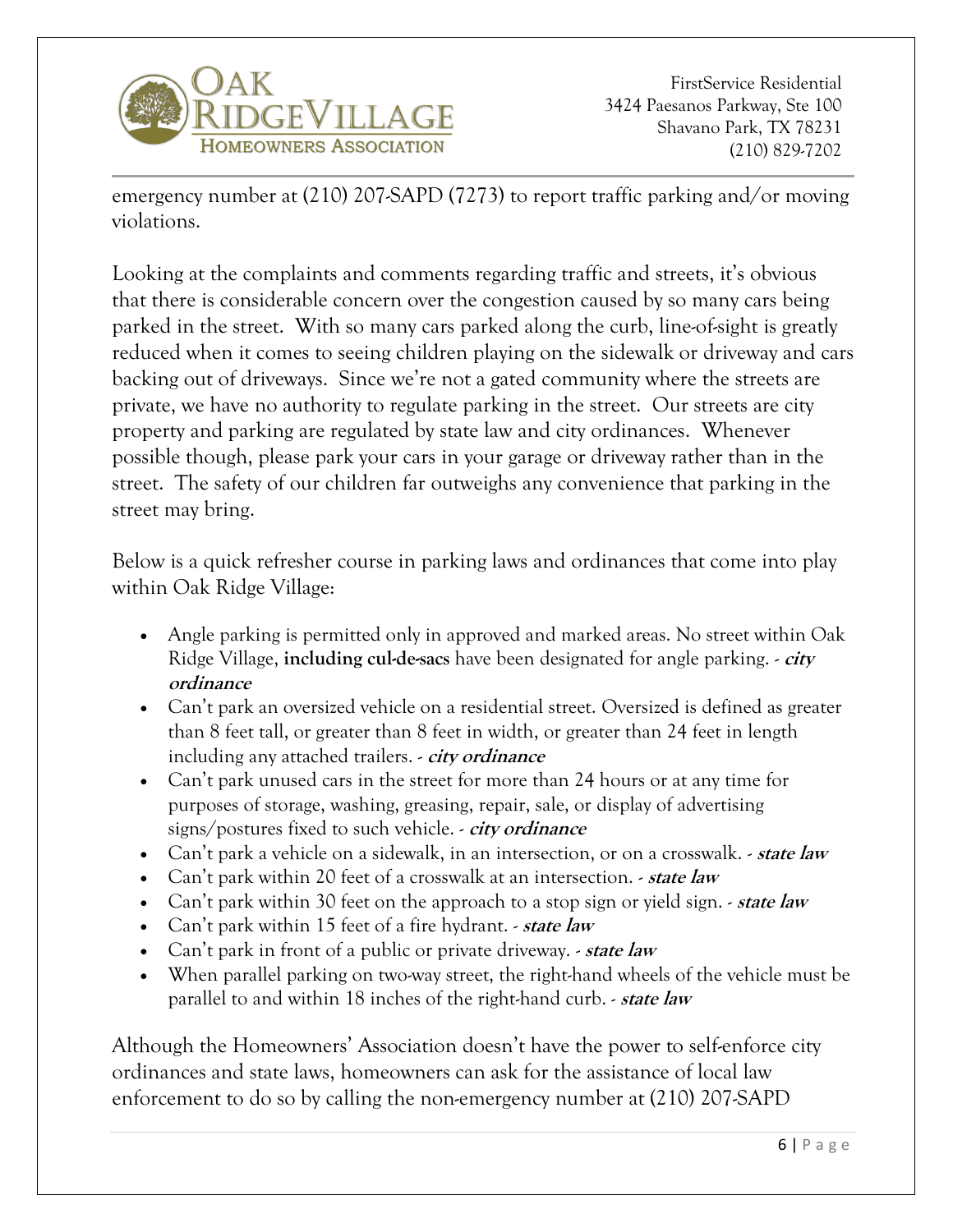emergency number at (210) 207-SAPD (7273) to report traffic parking and/or moving violations.

Looking at the complaints and comments regarding traffic and streets, it's obvious that there is considerable concern over the congestion caused by so many cars being parked in the street. With so many cars parked along the curb, line-of-sight is greatly reduced when it comes to seeing children playing on the sidewalk or driveway and cars backing out of driveways. Since we're not a gated community where the streets are private, we have no authority to regulate parking in the street. Our streets are city property and parking are regulated by state law and city ordinances. Whenever possible though, please park your cars in your garage or driveway rather than in the street. The safety of our children far outweighs any convenience that parking in the street may bring.

Below is a quick refresher course in parking laws and ordinances that come into play within Oak Ridge Village:

- Angle parking is permitted only in approved and marked areas. No street within Oak Ridge Village, **including cul-de-sacs** have been designated for angle parking. ***- city ordinance***
- Can't park an oversized vehicle on a residential street. Oversized is defined as greater than 8 feet tall, or greater than 8 feet in width, or greater than 24 feet in length including any attached trailers. ***- city ordinance***
- Can't park unused cars in the street for more than 24 hours or at any time for purposes of storage, washing, greasing, repair, sale, or display of advertising signs/postures fixed to such vehicle. ***- city ordinance***
- Can't park a vehicle on a sidewalk, in an intersection, or on a crosswalk. ***- state law***
- Can't park within 20 feet of a crosswalk at an intersection. ***- state law***
- Can't park within 30 feet on the approach to a stop sign or yield sign. ***- state law***
- Can't park within 15 feet of a fire hydrant. ***- state law***
- Can't park in front of a public or private driveway. ***- state law***
- When parallel parking on two-way street, the right-hand wheels of the vehicle must be parallel to and within 18 inches of the right-hand curb. ***- state law***

Although the Homeowners' Association doesn't have the power to self-enforce city ordinances and state laws, homeowners can ask for the assistance of local law enforcement to do so by calling the non-emergency number at (210) 207-SAPD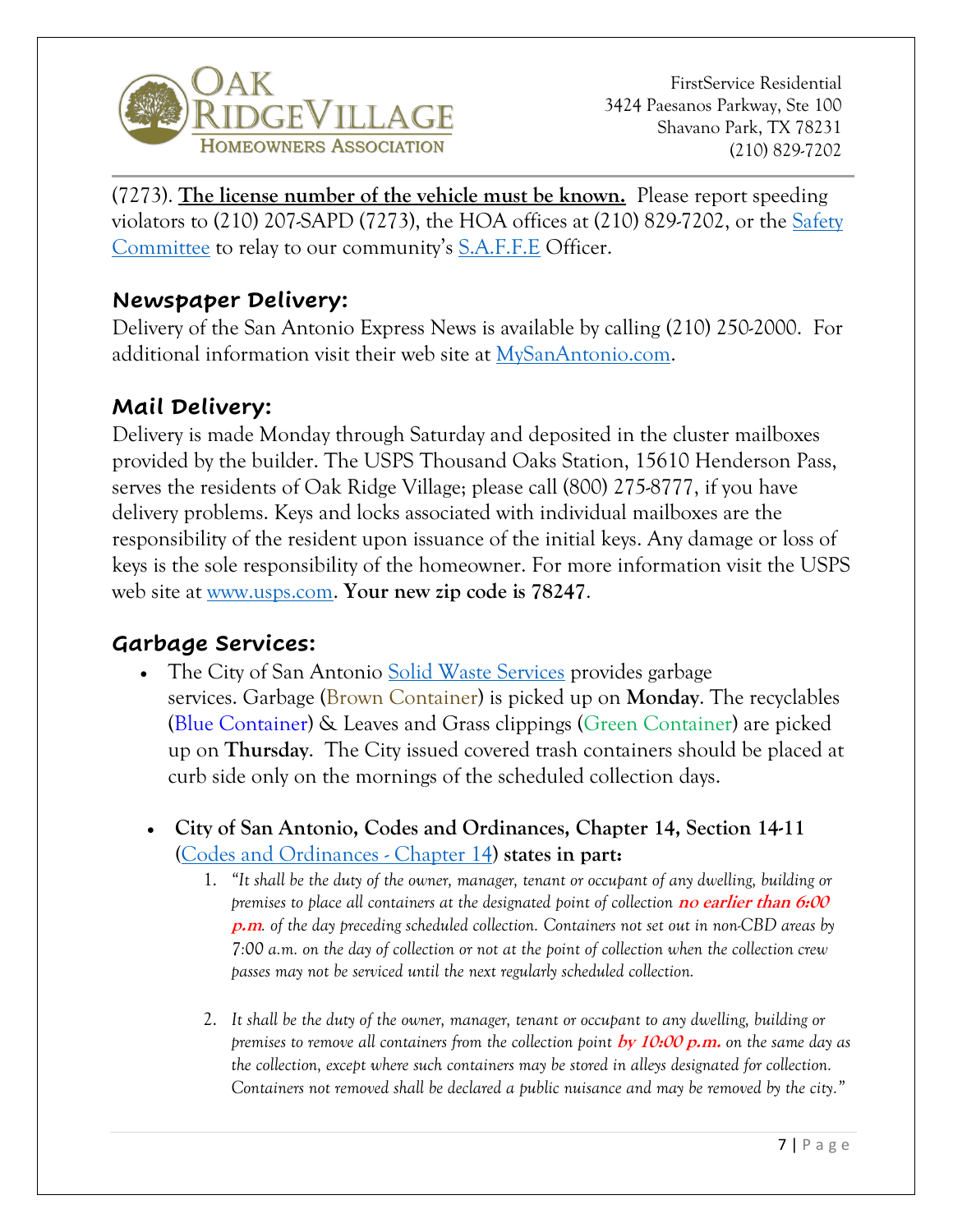(7273). **The license number of the vehicle must be known.** Please report speeding violators to (210) 207-SAPD (7273), the HOA offices at (210) 829-7202, or the Safety Committee to relay to our community's S.A.F.F.E Officer.

## Newspaper Delivery:

Delivery of the San Antonio Express News is available by calling (210) 250-2000. For additional information visit their web site at MySanAntonio.com.

## Mail Delivery:

Delivery is made Monday through Saturday and deposited in the cluster mailboxes provided by the builder. The USPS Thousand Oaks Station, 15610 Henderson Pass, serves the residents of Oak Ridge Village; please call (800) 275-8777, if you have delivery problems. Keys and locks associated with individual mailboxes are the responsibility of the resident upon issuance of the initial keys. Any damage or loss of keys is the sole responsibility of the homeowner. For more information visit the USPS web site at www.usps.com. **Your new zip code is 78247**.

## Garbage Services:

- The City of San Antonio Solid Waste Services provides garbage services. Garbage (Brown Container) is picked up on **Monday**. The recyclables (Blue Container) & Leaves and Grass clippings (Green Container) are picked up on **Thursday**. The City issued covered trash containers should be placed at curb side only on the mornings of the scheduled collection days.

- **City of San Antonio, Codes and Ordinances, Chapter 14, Section 14-11** (Codes and Ordinances - Chapter 14) **states in part:**
  1. *"It shall be the duty of the owner, manager, tenant or occupant of any dwelling, building or premises to place all containers at the designated point of collection* ***no earlier than 6:00 p.m****. of the day preceding scheduled collection. Containers not set out in non-CBD areas by 7:00 a.m. on the day of collection or not at the point of collection when the collection crew passes may not be serviced until the next regularly scheduled collection.*

  2. *It shall be the duty of the owner, manager, tenant or occupant to any dwelling, building or premises to remove all containers from the collection point* ***by 10:00 p.m.*** *on the same day as the collection, except where such containers may be stored in alleys designated for collection. Containers not removed shall be declared a public nuisance and may be removed by the city."*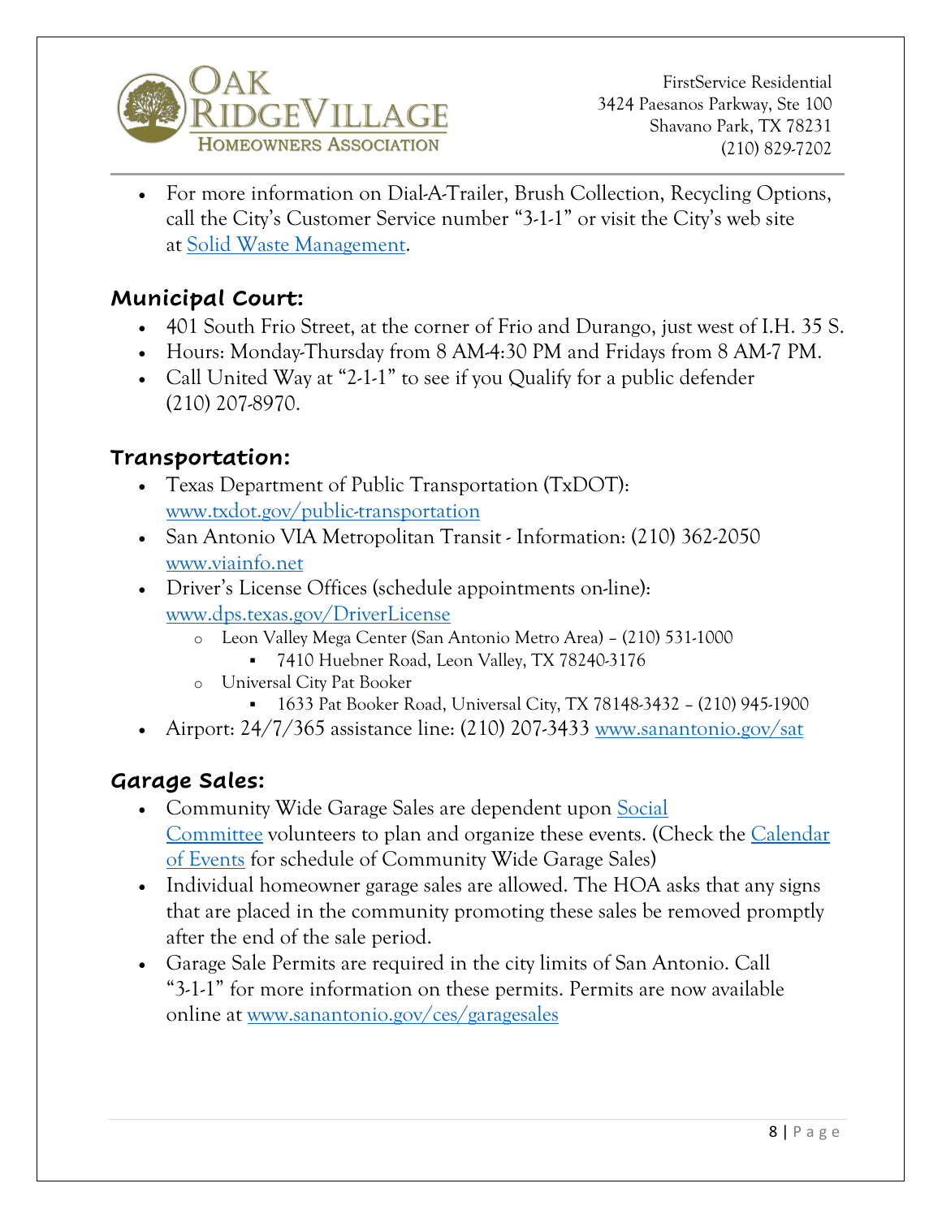- For more information on Dial-A-Trailer, Brush Collection, Recycling Options, call the City's Customer Service number "3-1-1" or visit the City's web site at [Solid Waste Management](#).

## Municipal Court:

- 401 South Frio Street, at the corner of Frio and Durango, just west of I.H. 35 S.
- Hours: Monday-Thursday from 8 AM-4:30 PM and Fridays from 8 AM-7 PM.
- Call United Way at "2-1-1" to see if you Qualify for a public defender (210) 207-8970.

## Transportation:

- Texas Department of Public Transportation (TxDOT): www.txdot.gov/public-transportation
- San Antonio VIA Metropolitan Transit - Information: (210) 362-2050 www.viainfo.net
- Driver's License Offices (schedule appointments on-line): www.dps.texas.gov/DriverLicense
  - Leon Valley Mega Center (San Antonio Metro Area) – (210) 531-1000
    - 7410 Huebner Road, Leon Valley, TX 78240-3176
  - Universal City Pat Booker
    - 1633 Pat Booker Road, Universal City, TX 78148-3432 – (210) 945-1900
- Airport: 24/7/365 assistance line: (210) 207-3433 www.sanantonio.gov/sat

## Garage Sales:

- Community Wide Garage Sales are dependent upon [Social Committee](#) volunteers to plan and organize these events. (Check the [Calendar of Events](#) for schedule of Community Wide Garage Sales)
- Individual homeowner garage sales are allowed. The HOA asks that any signs that are placed in the community promoting these sales be removed promptly after the end of the sale period.
- Garage Sale Permits are required in the city limits of San Antonio. Call "3-1-1" for more information on these permits. Permits are now available online at www.sanantonio.gov/ces/garagesales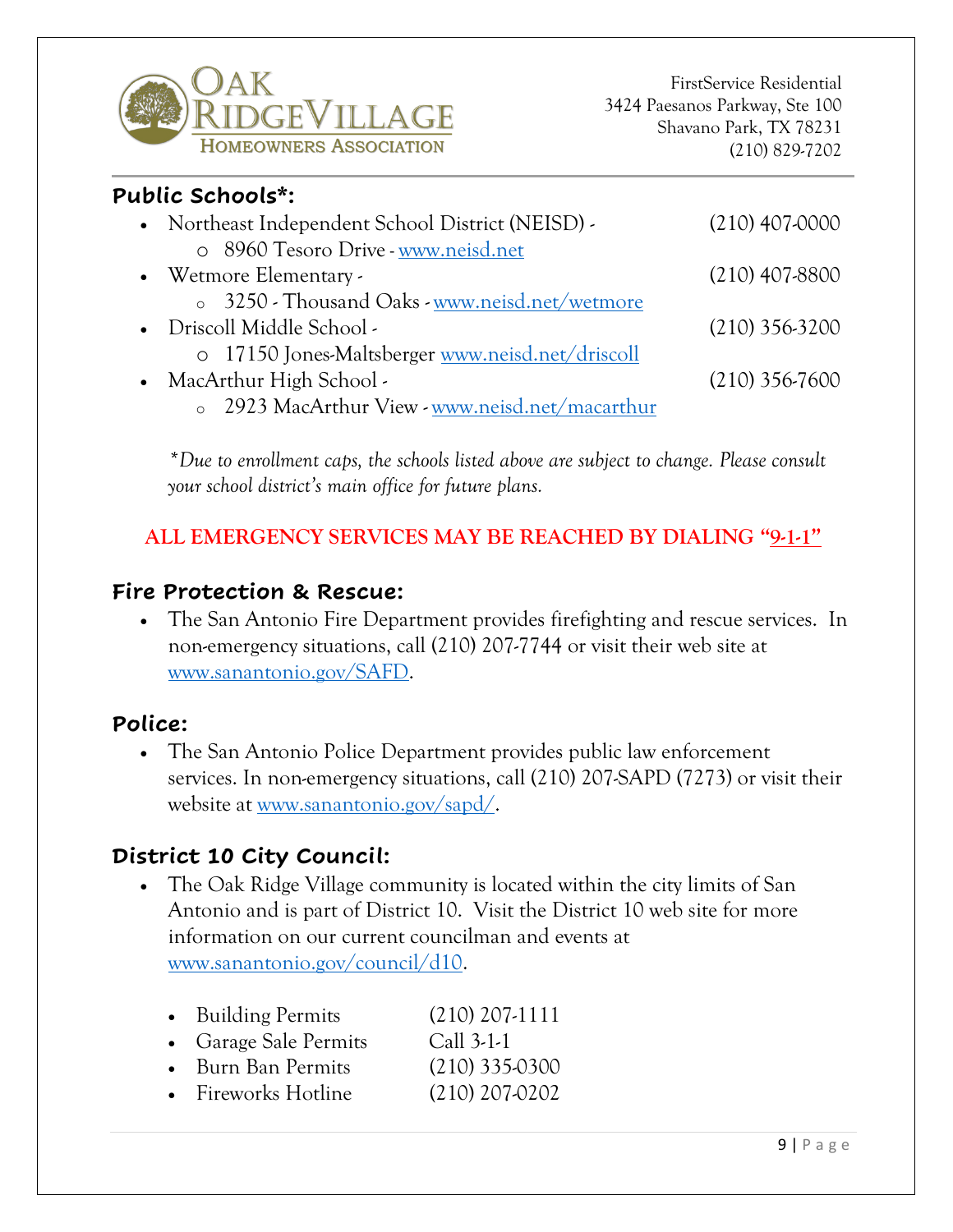FirstService Residential
3424 Paesanos Parkway, Ste 100
Shavano Park, TX 78231
(210) 829-7202

## Public Schools*:

- Northeast Independent School District (NEISD) - (210) 407-0000
  - 8960 Tesoro Drive - www.neisd.net
- Wetmore Elementary - (210) 407-8800
  - 3250 - Thousand Oaks - www.neisd.net/wetmore
- Driscoll Middle School - (210) 356-3200
  - 17150 Jones-Maltsberger www.neisd.net/driscoll
- MacArthur High School - (210) 356-7600
  - 2923 MacArthur View - www.neisd.net/macarthur

*\*Due to enrollment caps, the schools listed above are subject to change. Please consult your school district's main office for future plans.*

**ALL EMERGENCY SERVICES MAY BE REACHED BY DIALING "9-1-1"**

## Fire Protection & Rescue:

- The San Antonio Fire Department provides firefighting and rescue services. In non-emergency situations, call (210) 207-7744 or visit their web site at www.sanantonio.gov/SAFD.

## Police:

- The San Antonio Police Department provides public law enforcement services. In non-emergency situations, call (210) 207-SAPD (7273) or visit their website at www.sanantonio.gov/sapd/.

## District 10 City Council:

- The Oak Ridge Village community is located within the city limits of San Antonio and is part of District 10. Visit the District 10 web site for more information on our current councilman and events at www.sanantonio.gov/council/d10.

  - Building Permits (210) 207-1111
  - Garage Sale Permits Call 3-1-1
  - Burn Ban Permits (210) 335-0300
  - Fireworks Hotline (210) 207-0202